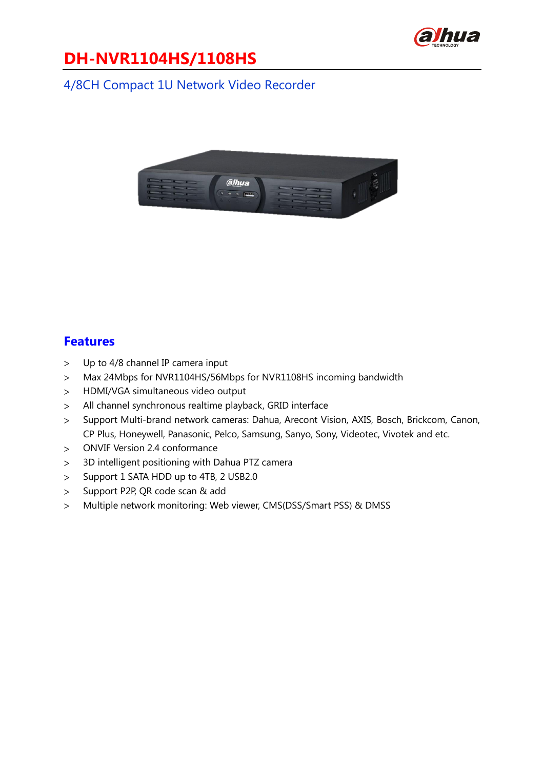# DH-NVR1104HS/1108HS

## 4/8CH Compact 1U Network Video Recorder

## Features

- Up to 4/8 channel IP camera input
- Max 24Mbps for NVR1104HS/56Mbps for NVR1108HS incoming bandwidth
- HDMI/VGA simultaneous video output
- All channel synchronous realtime playback, GRID interface
- Support Multi-brand network cameras: Dahua, Arecont Vision, AXIS, Bosch, Brickcom, Canon, CP Plus, Honeywell, Panasonic, Pelco, Samsung, Sanyo, Sony, Videotec, Vivotek and etc.
- ONVIF Version 2.4 conformance
- 3D intelligent positioning with Dahua PTZ camera
- Support 1 SATA HDD up to 4TB, 2 USB2.0
- Support P2P, QR code scan & add
- Multiple network monitoring: Web viewer, CMS(DSS/Smart PSS) & DMSS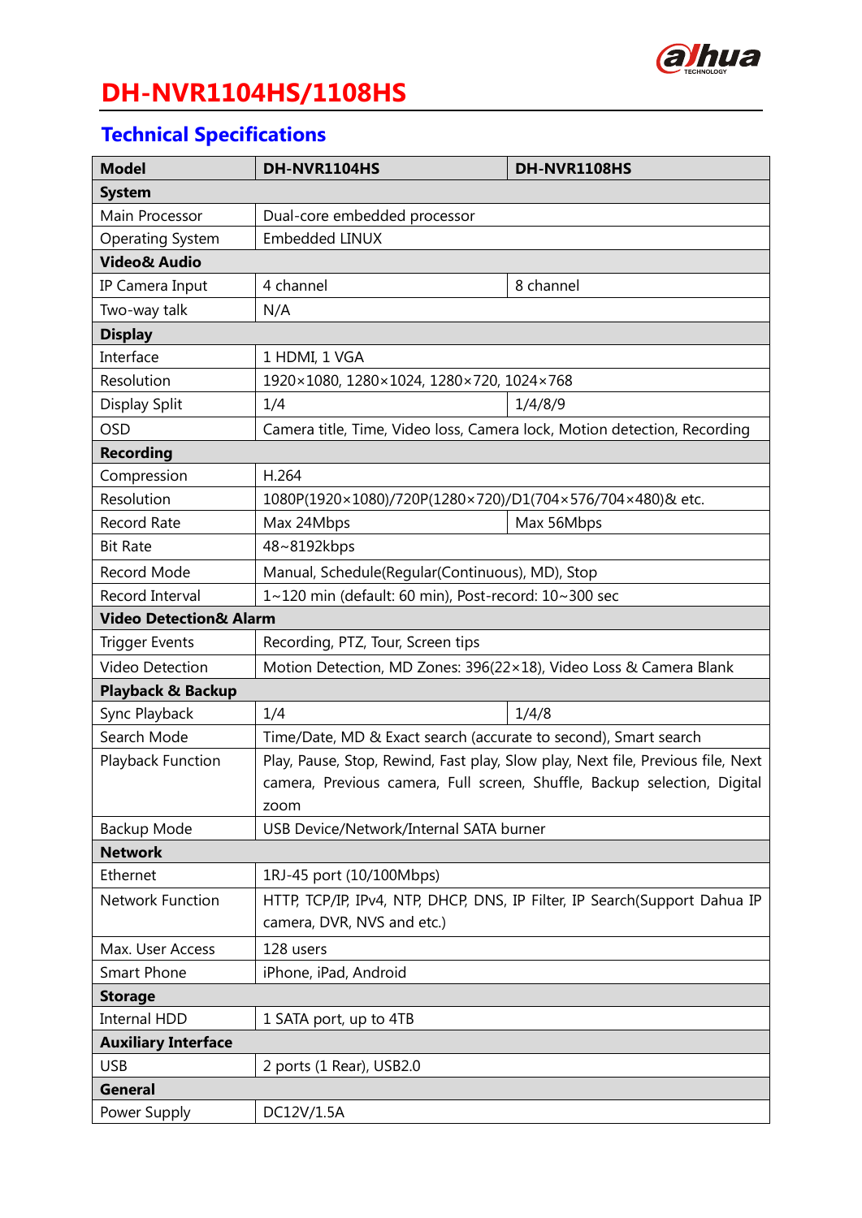# DH-NVR1104HS/1108HS

## Technical Specifications

| Model | DH-NVR1104HS | DH-NVR1108HS |
|---|---|---|
| **System** | | |
| Main Processor | Dual-core embedded processor | |
| Operating System | Embedded LINUX | |
| **Video& Audio** | | |
| IP Camera Input | 4 channel | 8 channel |
| Two-way talk | N/A | |
| **Display** | | |
| Interface | 1 HDMI, 1 VGA | |
| Resolution | 1920×1080, 1280×1024, 1280×720, 1024×768 | |
| Display Split | 1/4 | 1/4/8/9 |
| OSD | Camera title, Time, Video loss, Camera lock, Motion detection, Recording | |
| **Recording** | | |
| Compression | H.264 | |
| Resolution | 1080P(1920×1080)/720P(1280×720)/D1(704×576/704×480)& etc. | |
| Record Rate | Max 24Mbps | Max 56Mbps |
| Bit Rate | 48~8192kbps | |
| Record Mode | Manual, Schedule(Regular(Continuous), MD), Stop | |
| Record Interval | 1~120 min (default: 60 min), Post-record: 10~300 sec | |
| **Video Detection& Alarm** | | |
| Trigger Events | Recording, PTZ, Tour, Screen tips | |
| Video Detection | Motion Detection, MD Zones: 396(22×18), Video Loss & Camera Blank | |
| **Playback & Backup** | | |
| Sync Playback | 1/4 | 1/4/8 |
| Search Mode | Time/Date, MD & Exact search (accurate to second), Smart search | |
| Playback Function | Play, Pause, Stop, Rewind, Fast play, Slow play, Next file, Previous file, Next camera, Previous camera, Full screen, Shuffle, Backup selection, Digital zoom | |
| Backup Mode | USB Device/Network/Internal SATA burner | |
| **Network** | | |
| Ethernet | 1RJ-45 port (10/100Mbps) | |
| Network Function | HTTP, TCP/IP, IPv4, NTP, DHCP, DNS, IP Filter, IP Search(Support Dahua IP camera, DVR, NVS and etc.) | |
| Max. User Access | 128 users | |
| Smart Phone | iPhone, iPad, Android | |
| **Storage** | | |
| Internal HDD | 1 SATA port, up to 4TB | |
| **Auxiliary Interface** | | |
| USB | 2 ports (1 Rear), USB2.0 | |
| **General** | | |
| Power Supply | DC12V/1.5A | |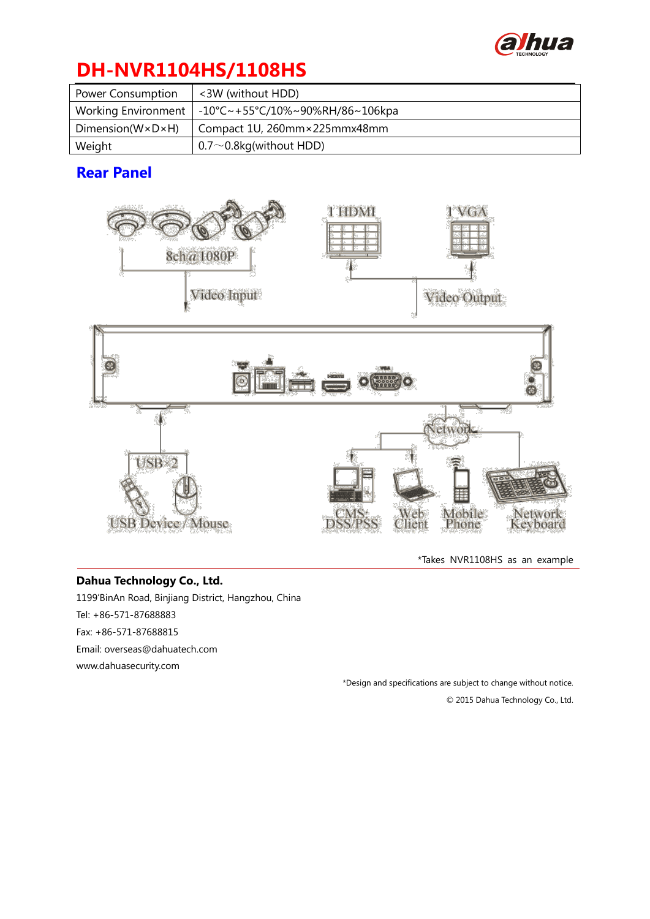# DH-NVR1104HS/1108HS

| | |
|---|---|
| Power Consumption | <3W (without HDD) |
| Working Environment | -10°C~+55°C/10%~90%RH/86~106kpa |
| Dimension(W×D×H) | Compact 1U, 260mm×225mmx48mm |
| Weight | 0.7～0.8kg(without HDD) |

## Rear Panel

8ch@1080P
Video Input
1 HDMI
1 VGA
Video Output
Network
USB×2
USB Device / Mouse
CMS DSS/PSS
Web Client
Mobile Phone
Network Keyboard

*Takes NVR1108HS as an example

**Dahua Technology Co., Ltd.**

1199'BinAn Road, Binjiang District, Hangzhou, China

Tel: +86-571-87688883

Fax: +86-571-87688815

Email: overseas@dahuatech.com

www.dahuasecurity.com

*Design and specifications are subject to change without notice.

© 2015 Dahua Technology Co., Ltd.